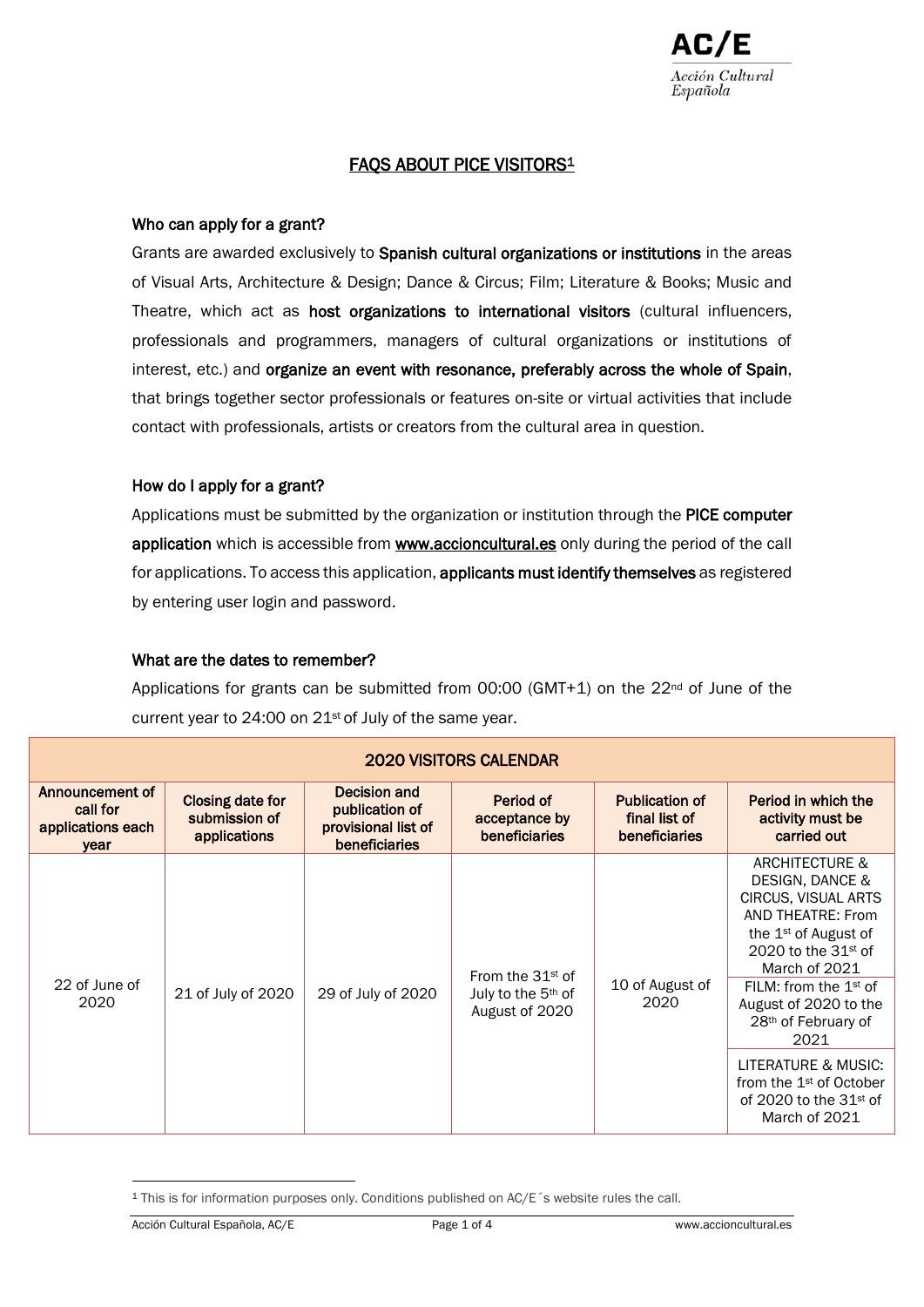# FAQS ABOUT PICE VISITORS[1]

### Who can apply for a grant?

Grants are awarded exclusively to **Spanish cultural organizations or institutions** in the areas of Visual Arts, Architecture & Design; Dance & Circus; Film; Literature & Books; Music and Theatre, which act as **host organizations to international visitors** (cultural influencers, professionals and programmers, managers of cultural organizations or institutions of interest, etc.) and **organize an event with resonance, preferably across the whole of Spain**, that brings together sector professionals or features on-site or virtual activities that include contact with professionals, artists or creators from the cultural area in question.

### How do I apply for a grant?

Applications must be submitted by the organization or institution through the **PICE computer application** which is accessible from www.accioncultural.es only during the period of the call for applications. To access this application, **applicants must identify themselves** as registered by entering user login and password.

### What are the dates to remember?

Applications for grants can be submitted from 00:00 (GMT+1) on the 22nd of June of the current year to 24:00 on 21st of July of the same year.

| 2020 VISITORS CALENDAR | | | | | |
|---|---|---|---|---|---|
| **Announcement of call for applications each year** | **Closing date for submission of applications** | **Decision and publication of provisional list of beneficiaries** | **Period of acceptance by beneficiaries** | **Publication of final list of beneficiaries** | **Period in which the activity must be carried out** |
| 22 of June of 2020 | 21 of July of 2020 | 29 of July of 2020 | From the 31st of July to the 5th of August of 2020 | 10 of August of 2020 | ARCHITECTURE & DESIGN, DANCE & CIRCUS, VISUAL ARTS AND THEATRE: From the 1st of August of 2020 to the 31st of March of 2021 |
| | | | | | FILM: from the 1st of August of 2020 to the 28th of February of 2021 |
| | | | | | LITERATURE & MUSIC: from the 1st of October of 2020 to the 31st of March of 2021 |

[1] This is for information purposes only. Conditions published on AC/E´s website rules the call.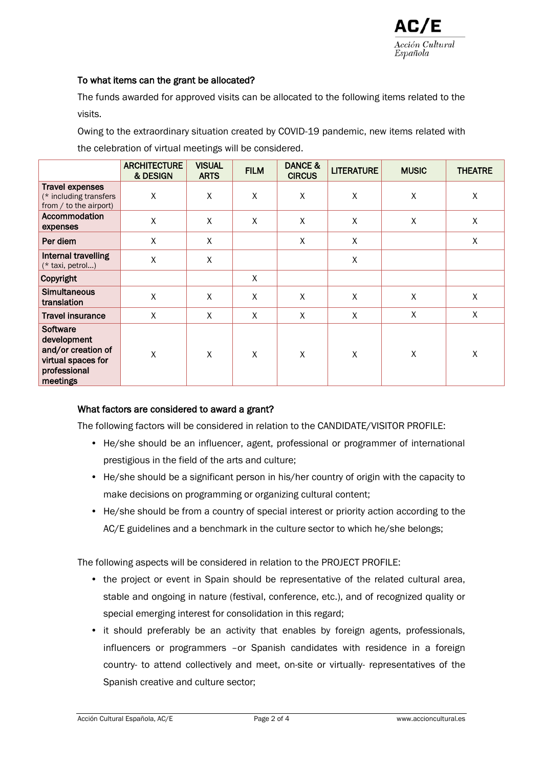#### To what items can the grant be allocated?

The funds awarded for approved visits can be allocated to the following items related to the visits.

Owing to the extraordinary situation created by COVID-19 pandemic, new items related with the celebration of virtual meetings will be considered.

| | ARCHITECTURE & DESIGN | VISUAL ARTS | FILM | DANCE & CIRCUS | LITERATURE | MUSIC | THEATRE |
|---|---|---|---|---|---|---|---|
| **Travel expenses** (* including transfers from / to the airport) | X | X | X | X | X | X | X |
| **Accommodation expenses** | X | X | X | X | X | X | X |
| **Per diem** | X | X | | X | X | | X |
| **Internal travelling** (* taxi, petrol…) | X | X | | | X | | |
| **Copyright** | | | X | | | | |
| **Simultaneous translation** | X | X | X | X | X | X | X |
| **Travel insurance** | X | X | X | X | X | X | X |
| **Software development and/or creation of virtual spaces for professional meetings** | X | X | X | X | X | X | X |

#### What factors are considered to award a grant?

The following factors will be considered in relation to the CANDIDATE/VISITOR PROFILE:

- He/she should be an influencer, agent, professional or programmer of international prestigious in the field of the arts and culture;
- He/she should be a significant person in his/her country of origin with the capacity to make decisions on programming or organizing cultural content;
- He/she should be from a country of special interest or priority action according to the AC/E guidelines and a benchmark in the culture sector to which he/she belongs;

The following aspects will be considered in relation to the PROJECT PROFILE:

- the project or event in Spain should be representative of the related cultural area, stable and ongoing in nature (festival, conference, etc.), and of recognized quality or special emerging interest for consolidation in this regard;
- it should preferably be an activity that enables by foreign agents, professionals, influencers or programmers –or Spanish candidates with residence in a foreign country- to attend collectively and meet, on-site or virtually- representatives of the Spanish creative and culture sector;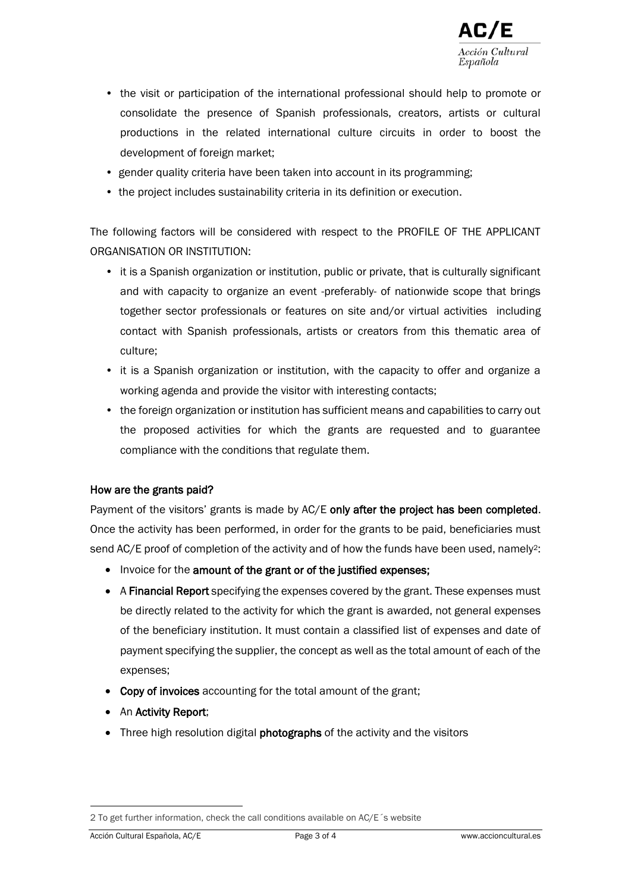- the visit or participation of the international professional should help to promote or consolidate the presence of Spanish professionals, creators, artists or cultural productions in the related international culture circuits in order to boost the development of foreign market;
- gender quality criteria have been taken into account in its programming;
- the project includes sustainability criteria in its definition or execution.

The following factors will be considered with respect to the PROFILE OF THE APPLICANT ORGANISATION OR INSTITUTION:

- it is a Spanish organization or institution, public or private, that is culturally significant and with capacity to organize an event -preferably- of nationwide scope that brings together sector professionals or features on site and/or virtual activities including contact with Spanish professionals, artists or creators from this thematic area of culture;
- it is a Spanish organization or institution, with the capacity to offer and organize a working agenda and provide the visitor with interesting contacts;
- the foreign organization or institution has sufficient means and capabilities to carry out the proposed activities for which the grants are requested and to guarantee compliance with the conditions that regulate them.

**How are the grants paid?**

Payment of the visitors' grants is made by AC/E **only after the project has been completed**. Once the activity has been performed, in order for the grants to be paid, beneficiaries must send AC/E proof of completion of the activity and of how the funds have been used, namely[2]:

- Invoice for the **amount of the grant or of the justified expenses;**
- A **Financial Report** specifying the expenses covered by the grant. These expenses must be directly related to the activity for which the grant is awarded, not general expenses of the beneficiary institution. It must contain a classified list of expenses and date of payment specifying the supplier, the concept as well as the total amount of each of the expenses;
- **Copy of invoices** accounting for the total amount of the grant;
- An **Activity Report**;
- Three high resolution digital **photographs** of the activity and the visitors

2 To get further information, check the call conditions available on AC/E´s website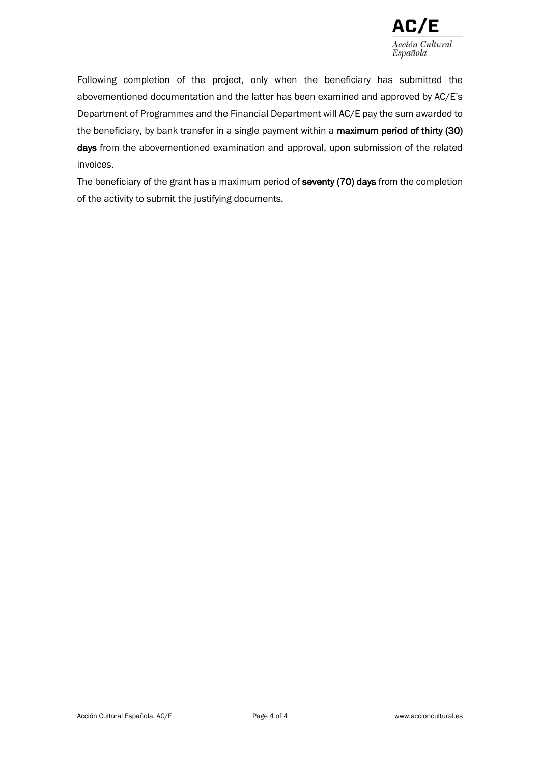Following completion of the project, only when the beneficiary has submitted the abovementioned documentation and the latter has been examined and approved by AC/E's Department of Programmes and the Financial Department will AC/E pay the sum awarded to the beneficiary, by bank transfer in a single payment within a **maximum period of thirty (30) days** from the abovementioned examination and approval, upon submission of the related invoices.

The beneficiary of the grant has a maximum period of **seventy (70) days** from the completion of the activity to submit the justifying documents.